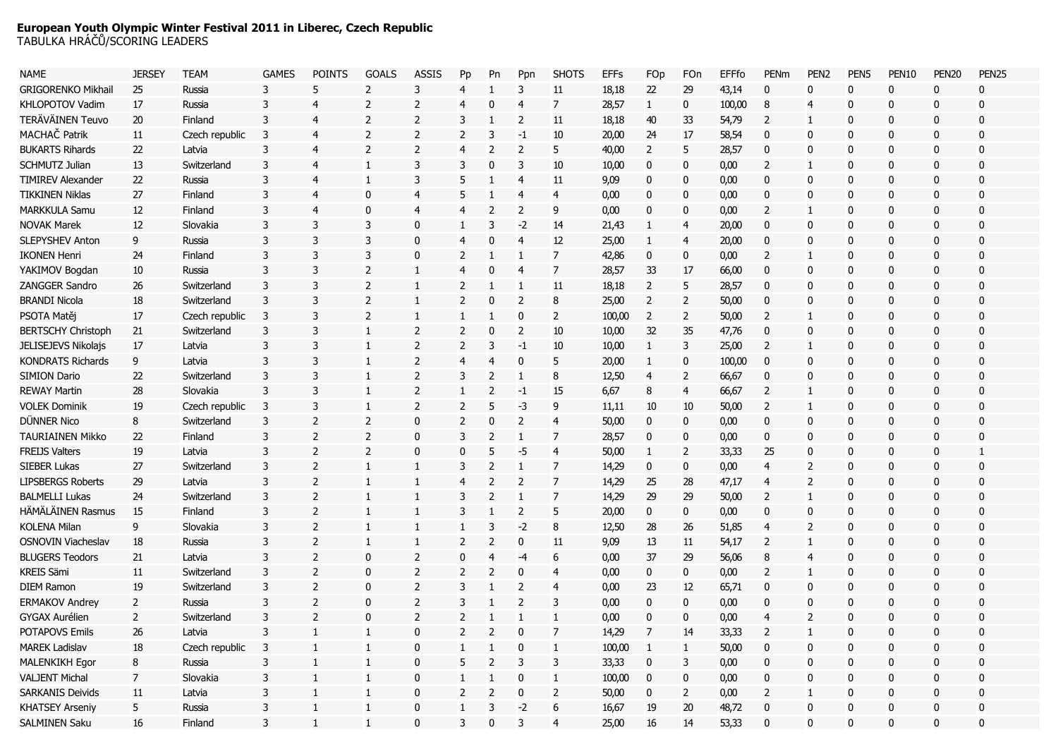**European Youth Olympic Winter Festival 2011 in Liberec, Czech Republic**
TABULKA HRÁČŮ/SCORING LEADERS

| NAME | JERSEY | TEAM | GAMES | POINTS | GOALS | ASSIS | Pp | Pn | Ppn | SHOTS | EFFs | FOp | FOn | EFFfo | PENm | PEN2 | PEN5 | PEN10 | PEN20 | PEN25 |
|---|---|---|---|---|---|---|---|---|---|---|---|---|---|---|---|---|---|---|---|---|
| GRIGORENKO Mikhail | 25 | Russia | 3 | 5 | 2 | 3 | 4 | 1 | 3 | 11 | 18,18 | 22 | 29 | 43,14 | 0 | 0 | 0 | 0 | 0 | 0 |
| KHLOPOTOV Vadim | 17 | Russia | 3 | 4 | 2 | 2 | 4 | 0 | 4 | 7 | 28,57 | 1 | 0 | 100,00 | 8 | 4 | 0 | 0 | 0 | 0 |
| TERÄVÄINEN Teuvo | 20 | Finland | 3 | 4 | 2 | 2 | 3 | 1 | 2 | 11 | 18,18 | 40 | 33 | 54,79 | 2 | 1 | 0 | 0 | 0 | 0 |
| MACHAČ Patrik | 11 | Czech republic | 3 | 4 | 2 | 2 | 2 | 3 | -1 | 10 | 20,00 | 24 | 17 | 58,54 | 0 | 0 | 0 | 0 | 0 | 0 |
| BUKARTS Rihards | 22 | Latvia | 3 | 4 | 2 | 2 | 4 | 2 | 2 | 5 | 40,00 | 2 | 5 | 28,57 | 0 | 0 | 0 | 0 | 0 | 0 |
| SCHMUTZ Julian | 13 | Switzerland | 3 | 4 | 1 | 3 | 3 | 0 | 3 | 10 | 10,00 | 0 | 0 | 0,00 | 2 | 1 | 0 | 0 | 0 | 0 |
| TIMIREV Alexander | 22 | Russia | 3 | 4 | 1 | 3 | 5 | 1 | 4 | 11 | 9,09 | 0 | 0 | 0,00 | 0 | 0 | 0 | 0 | 0 | 0 |
| TIKKINEN Niklas | 27 | Finland | 3 | 4 | 0 | 4 | 5 | 1 | 4 | 4 | 0,00 | 0 | 0 | 0,00 | 0 | 0 | 0 | 0 | 0 | 0 |
| MARKKULA Samu | 12 | Finland | 3 | 4 | 0 | 4 | 4 | 2 | 2 | 9 | 0,00 | 0 | 0 | 0,00 | 2 | 1 | 0 | 0 | 0 | 0 |
| NOVAK Marek | 12 | Slovakia | 3 | 3 | 3 | 0 | 1 | 3 | -2 | 14 | 21,43 | 1 | 4 | 20,00 | 0 | 0 | 0 | 0 | 0 | 0 |
| SLEPYSHEV Anton | 9 | Russia | 3 | 3 | 3 | 0 | 4 | 0 | 4 | 12 | 25,00 | 1 | 4 | 20,00 | 0 | 0 | 0 | 0 | 0 | 0 |
| IKONEN Henri | 24 | Finland | 3 | 3 | 3 | 0 | 2 | 1 | 1 | 7 | 42,86 | 0 | 0 | 0,00 | 2 | 1 | 0 | 0 | 0 | 0 |
| YAKIMOV Bogdan | 10 | Russia | 3 | 3 | 2 | 1 | 4 | 0 | 4 | 7 | 28,57 | 33 | 17 | 66,00 | 0 | 0 | 0 | 0 | 0 | 0 |
| ZANGGER Sandro | 26 | Switzerland | 3 | 3 | 2 | 1 | 2 | 1 | 1 | 11 | 18,18 | 2 | 5 | 28,57 | 0 | 0 | 0 | 0 | 0 | 0 |
| BRANDI Nicola | 18 | Switzerland | 3 | 3 | 2 | 1 | 2 | 0 | 2 | 8 | 25,00 | 2 | 2 | 50,00 | 0 | 0 | 0 | 0 | 0 | 0 |
| PSOTA Matěj | 17 | Czech republic | 3 | 3 | 2 | 1 | 1 | 1 | 0 | 2 | 100,00 | 2 | 2 | 50,00 | 2 | 1 | 0 | 0 | 0 | 0 |
| BERTSCHY Christoph | 21 | Switzerland | 3 | 3 | 1 | 2 | 2 | 0 | 2 | 10 | 10,00 | 32 | 35 | 47,76 | 0 | 0 | 0 | 0 | 0 | 0 |
| JELISEJEVS Nikolajs | 17 | Latvia | 3 | 3 | 1 | 2 | 2 | 3 | -1 | 10 | 10,00 | 1 | 3 | 25,00 | 2 | 1 | 0 | 0 | 0 | 0 |
| KONDRATS Richards | 9 | Latvia | 3 | 3 | 1 | 2 | 4 | 4 | 0 | 5 | 20,00 | 1 | 0 | 100,00 | 0 | 0 | 0 | 0 | 0 | 0 |
| SIMION Dario | 22 | Switzerland | 3 | 3 | 1 | 2 | 3 | 2 | 1 | 8 | 12,50 | 4 | 2 | 66,67 | 0 | 0 | 0 | 0 | 0 | 0 |
| REWAY Martin | 28 | Slovakia | 3 | 3 | 1 | 2 | 1 | 2 | -1 | 15 | 6,67 | 8 | 4 | 66,67 | 2 | 1 | 0 | 0 | 0 | 0 |
| VOLEK Dominik | 19 | Czech republic | 3 | 3 | 1 | 2 | 2 | 5 | -3 | 9 | 11,11 | 10 | 10 | 50,00 | 2 | 1 | 0 | 0 | 0 | 0 |
| DÜNNER Nico | 8 | Switzerland | 3 | 2 | 2 | 0 | 2 | 0 | 2 | 4 | 50,00 | 0 | 0 | 0,00 | 0 | 0 | 0 | 0 | 0 | 0 |
| TAURIAINEN Mikko | 22 | Finland | 3 | 2 | 2 | 0 | 3 | 2 | 1 | 7 | 28,57 | 0 | 0 | 0,00 | 0 | 0 | 0 | 0 | 0 | 0 |
| FREIJS Valters | 19 | Latvia | 3 | 2 | 2 | 0 | 0 | 5 | -5 | 4 | 50,00 | 1 | 2 | 33,33 | 25 | 0 | 0 | 0 | 0 | 1 |
| SIEBER Lukas | 27 | Switzerland | 3 | 2 | 1 | 1 | 3 | 2 | 1 | 7 | 14,29 | 0 | 0 | 0,00 | 4 | 2 | 0 | 0 | 0 | 0 |
| LIPSBERGS Roberts | 29 | Latvia | 3 | 2 | 1 | 1 | 4 | 2 | 2 | 7 | 14,29 | 25 | 28 | 47,17 | 4 | 2 | 0 | 0 | 0 | 0 |
| BALMELLI Lukas | 24 | Switzerland | 3 | 2 | 1 | 1 | 3 | 2 | 1 | 7 | 14,29 | 29 | 29 | 50,00 | 2 | 1 | 0 | 0 | 0 | 0 |
| HÄMÄLÄINEN Rasmus | 15 | Finland | 3 | 2 | 1 | 1 | 3 | 1 | 2 | 5 | 20,00 | 0 | 0 | 0,00 | 0 | 0 | 0 | 0 | 0 | 0 |
| KOLENA Milan | 9 | Slovakia | 3 | 2 | 1 | 1 | 1 | 3 | -2 | 8 | 12,50 | 28 | 26 | 51,85 | 4 | 2 | 0 | 0 | 0 | 0 |
| OSNOVIN Viacheslav | 18 | Russia | 3 | 2 | 1 | 1 | 2 | 2 | 0 | 11 | 9,09 | 13 | 11 | 54,17 | 2 | 1 | 0 | 0 | 0 | 0 |
| BLUGERS Teodors | 21 | Latvia | 3 | 2 | 0 | 2 | 0 | 4 | -4 | 6 | 0,00 | 37 | 29 | 56,06 | 8 | 4 | 0 | 0 | 0 | 0 |
| KREIS Sämi | 11 | Switzerland | 3 | 2 | 0 | 2 | 2 | 2 | 0 | 4 | 0,00 | 0 | 0 | 0,00 | 2 | 1 | 0 | 0 | 0 | 0 |
| DIEM Ramon | 19 | Switzerland | 3 | 2 | 0 | 2 | 3 | 1 | 2 | 4 | 0,00 | 23 | 12 | 65,71 | 0 | 0 | 0 | 0 | 0 | 0 |
| ERMAKOV Andrey | 2 | Russia | 3 | 2 | 0 | 2 | 3 | 1 | 2 | 3 | 0,00 | 0 | 0 | 0,00 | 0 | 0 | 0 | 0 | 0 | 0 |
| GYGAX Aurélien | 2 | Switzerland | 3 | 2 | 0 | 2 | 2 | 1 | 1 | 1 | 0,00 | 0 | 0 | 0,00 | 4 | 2 | 0 | 0 | 0 | 0 |
| POTAPOVS Emils | 26 | Latvia | 3 | 1 | 1 | 0 | 2 | 2 | 0 | 7 | 14,29 | 7 | 14 | 33,33 | 2 | 1 | 0 | 0 | 0 | 0 |
| MAREK Ladislav | 18 | Czech republic | 3 | 1 | 1 | 0 | 1 | 1 | 0 | 1 | 100,00 | 1 | 1 | 50,00 | 0 | 0 | 0 | 0 | 0 | 0 |
| MALENKIKH Egor | 8 | Russia | 3 | 1 | 1 | 0 | 5 | 2 | 3 | 3 | 33,33 | 0 | 3 | 0,00 | 0 | 0 | 0 | 0 | 0 | 0 |
| VALJENT Michal | 7 | Slovakia | 3 | 1 | 1 | 0 | 1 | 1 | 0 | 1 | 100,00 | 0 | 0 | 0,00 | 0 | 0 | 0 | 0 | 0 | 0 |
| SARKANIS Deivids | 11 | Latvia | 3 | 1 | 1 | 0 | 2 | 2 | 0 | 2 | 50,00 | 0 | 2 | 0,00 | 2 | 1 | 0 | 0 | 0 | 0 |
| KHATSEY Arseniy | 5 | Russia | 3 | 1 | 1 | 0 | 1 | 3 | -2 | 6 | 16,67 | 19 | 20 | 48,72 | 0 | 0 | 0 | 0 | 0 | 0 |
| SALMINEN Saku | 16 | Finland | 3 | 1 | 1 | 0 | 3 | 0 | 3 | 4 | 25,00 | 16 | 14 | 53,33 | 0 | 0 | 0 | 0 | 0 | 0 |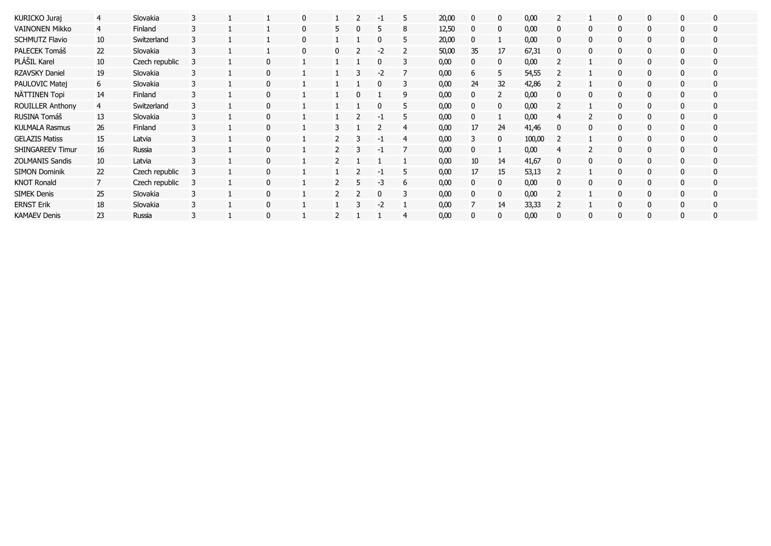| | | | | | | | | | | | | | | | | | | | | | |
|---|---|---|---|---|---|---|---|---|---|---|---|---|---|---|---|---|---|---|---|---|---|
| KURICKO Juraj | 4 | Slovakia | 3 | 1 | 1 | 0 | 1 | 2 | -1 | 5 | 20,00 | 0 | 0 | 0,00 | 2 | 1 | 0 | 0 | 0 | 0 |
| VAINONEN Mikko | 4 | Finland | 3 | 1 | 1 | 0 | 5 | 0 | 5 | 8 | 12,50 | 0 | 0 | 0,00 | 0 | 0 | 0 | 0 | 0 | 0 |
| SCHMUTZ Flavio | 10 | Switzerland | 3 | 1 | 1 | 0 | 1 | 1 | 0 | 5 | 20,00 | 0 | 1 | 0,00 | 0 | 0 | 0 | 0 | 0 | 0 |
| PALECEK Tomáš | 22 | Slovakia | 3 | 1 | 1 | 0 | 0 | 2 | -2 | 2 | 50,00 | 35 | 17 | 67,31 | 0 | 0 | 0 | 0 | 0 | 0 |
| PLÁŠIL Karel | 10 | Czech republic | 3 | 1 | 0 | 1 | 1 | 1 | 0 | 3 | 0,00 | 0 | 0 | 0,00 | 2 | 1 | 0 | 0 | 0 | 0 |
| RZAVSKY Daniel | 19 | Slovakia | 3 | 1 | 0 | 1 | 1 | 3 | -2 | 7 | 0,00 | 6 | 5 | 54,55 | 2 | 1 | 0 | 0 | 0 | 0 |
| PAULOVIC Matej | 6 | Slovakia | 3 | 1 | 0 | 1 | 1 | 1 | 0 | 3 | 0,00 | 24 | 32 | 42,86 | 2 | 1 | 0 | 0 | 0 | 0 |
| NÄTTINEN Topi | 14 | Finland | 3 | 1 | 0 | 1 | 1 | 0 | 1 | 9 | 0,00 | 0 | 2 | 0,00 | 0 | 0 | 0 | 0 | 0 | 0 |
| ROUILLER Anthony | 4 | Switzerland | 3 | 1 | 0 | 1 | 1 | 1 | 0 | 5 | 0,00 | 0 | 0 | 0,00 | 2 | 1 | 0 | 0 | 0 | 0 |
| RUSINA Tomáš | 13 | Slovakia | 3 | 1 | 0 | 1 | 1 | 2 | -1 | 5 | 0,00 | 0 | 1 | 0,00 | 4 | 2 | 0 | 0 | 0 | 0 |
| KULMALA Rasmus | 26 | Finland | 3 | 1 | 0 | 1 | 3 | 1 | 2 | 4 | 0,00 | 17 | 24 | 41,46 | 0 | 0 | 0 | 0 | 0 | 0 |
| GELAZIS Matiss | 15 | Latvia | 3 | 1 | 0 | 1 | 2 | 3 | -1 | 4 | 0,00 | 3 | 0 | 100,00 | 2 | 1 | 0 | 0 | 0 | 0 |
| SHINGAREEV Timur | 16 | Russia | 3 | 1 | 0 | 1 | 2 | 3 | -1 | 7 | 0,00 | 0 | 1 | 0,00 | 4 | 2 | 0 | 0 | 0 | 0 |
| ZOLMANIS Sandis | 10 | Latvia | 3 | 1 | 0 | 1 | 2 | 1 | 1 | 1 | 0,00 | 10 | 14 | 41,67 | 0 | 0 | 0 | 0 | 0 | 0 |
| SIMON Dominik | 22 | Czech republic | 3 | 1 | 0 | 1 | 1 | 2 | -1 | 5 | 0,00 | 17 | 15 | 53,13 | 2 | 1 | 0 | 0 | 0 | 0 |
| KNOT Ronald | 7 | Czech republic | 3 | 1 | 0 | 1 | 2 | 5 | -3 | 6 | 0,00 | 0 | 0 | 0,00 | 0 | 0 | 0 | 0 | 0 | 0 |
| SIMEK Denis | 25 | Slovakia | 3 | 1 | 0 | 1 | 2 | 2 | 0 | 3 | 0,00 | 0 | 0 | 0,00 | 2 | 1 | 0 | 0 | 0 | 0 |
| ERNST Erik | 18 | Slovakia | 3 | 1 | 0 | 1 | 1 | 3 | -2 | 1 | 0,00 | 7 | 14 | 33,33 | 2 | 1 | 0 | 0 | 0 | 0 |
| KAMAEV Denis | 23 | Russia | 3 | 1 | 0 | 1 | 2 | 1 | 1 | 4 | 0,00 | 0 | 0 | 0,00 | 0 | 0 | 0 | 0 | 0 | 0 |